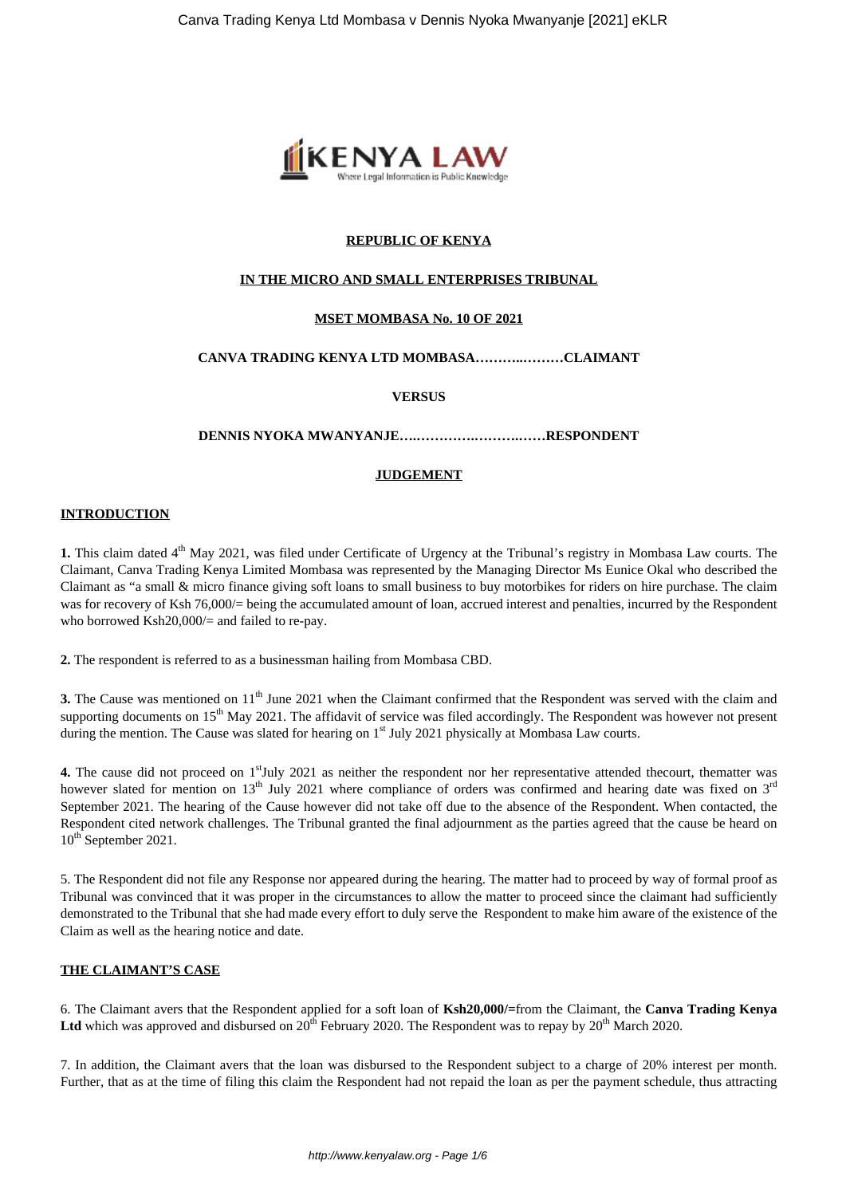**REPUBLIC OF KENYA**

**IN THE MICRO AND SMALL ENTERPRISES TRIBUNAL**

**MSET MOMBASA No. 10 OF 2021**

**CANVA TRADING KENYA LTD MOMBASA………..………CLAIMANT**

**VERSUS**

**DENNIS NYOKA MWANYANJE…..………….……….……RESPONDENT**

**JUDGEMENT**

**INTRODUCTION**

**1.** This claim dated 4th May 2021, was filed under Certificate of Urgency at the Tribunal's registry in Mombasa Law courts. The Claimant, Canva Trading Kenya Limited Mombasa was represented by the Managing Director Ms Eunice Okal who described the Claimant as "a small & micro finance giving soft loans to small business to buy motorbikes for riders on hire purchase. The claim was for recovery of Ksh 76,000/= being the accumulated amount of loan, accrued interest and penalties, incurred by the Respondent who borrowed Ksh20,000/= and failed to re-pay.

**2.** The respondent is referred to as a businessman hailing from Mombasa CBD.

**3.** The Cause was mentioned on 11th June 2021 when the Claimant confirmed that the Respondent was served with the claim and supporting documents on 15th May 2021. The affidavit of service was filed accordingly. The Respondent was however not present during the mention. The Cause was slated for hearing on 1st July 2021 physically at Mombasa Law courts.

**4.** The cause did not proceed on 1stJuly 2021 as neither the respondent nor her representative attended thecourt, thematter was however slated for mention on 13th July 2021 where compliance of orders was confirmed and hearing date was fixed on 3rd September 2021. The hearing of the Cause however did not take off due to the absence of the Respondent. When contacted, the Respondent cited network challenges. The Tribunal granted the final adjournment as the parties agreed that the cause be heard on 10th September 2021.

5. The Respondent did not file any Response nor appeared during the hearing. The matter had to proceed by way of formal proof as Tribunal was convinced that it was proper in the circumstances to allow the matter to proceed since the claimant had sufficiently demonstrated to the Tribunal that she had made every effort to duly serve the Respondent to make him aware of the existence of the Claim as well as the hearing notice and date.

**THE CLAIMANT'S CASE**

6. The Claimant avers that the Respondent applied for a soft loan of **Ksh20,000/=**from the Claimant, the **Canva Trading Kenya Ltd** which was approved and disbursed on 20th February 2020. The Respondent was to repay by 20th March 2020.

7. In addition, the Claimant avers that the loan was disbursed to the Respondent subject to a charge of 20% interest per month. Further, that as at the time of filing this claim the Respondent had not repaid the loan as per the payment schedule, thus attracting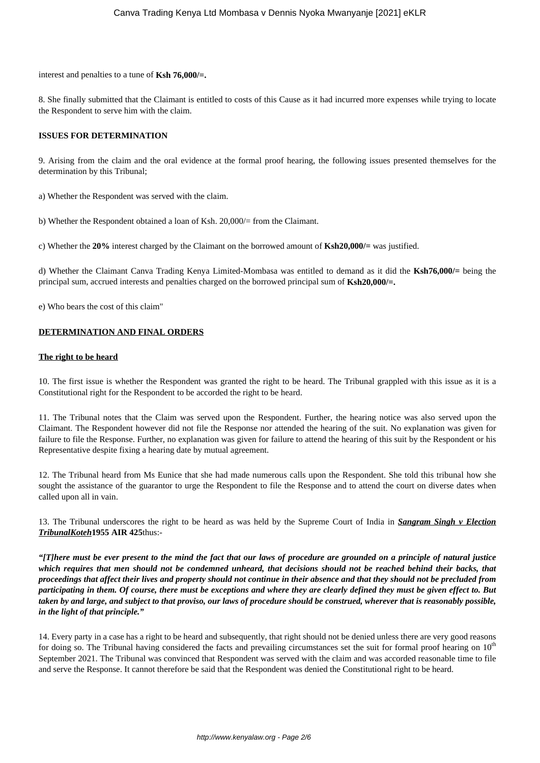interest and penalties to a tune of **Ksh 76,000/=.**

8. She finally submitted that the Claimant is entitled to costs of this Cause as it had incurred more expenses while trying to locate the Respondent to serve him with the claim.

**ISSUES FOR DETERMINATION**

9. Arising from the claim and the oral evidence at the formal proof hearing, the following issues presented themselves for the determination by this Tribunal;

a) Whether the Respondent was served with the claim.

b) Whether the Respondent obtained a loan of Ksh. 20,000/= from the Claimant.

c) Whether the **20%** interest charged by the Claimant on the borrowed amount of **Ksh20,000/=** was justified.

d) Whether the Claimant Canva Trading Kenya Limited-Mombasa was entitled to demand as it did the **Ksh76,000/=** being the principal sum, accrued interests and penalties charged on the borrowed principal sum of **Ksh20,000/=.**

e) Who bears the cost of this claim"

**DETERMINATION AND FINAL ORDERS**

**The right to be heard**

10. The first issue is whether the Respondent was granted the right to be heard. The Tribunal grappled with this issue as it is a Constitutional right for the Respondent to be accorded the right to be heard.

11. The Tribunal notes that the Claim was served upon the Respondent. Further, the hearing notice was also served upon the Claimant. The Respondent however did not file the Response nor attended the hearing of the suit. No explanation was given for failure to file the Response. Further, no explanation was given for failure to attend the hearing of this suit by the Respondent or his Representative despite fixing a hearing date by mutual agreement.

12. The Tribunal heard from Ms Eunice that she had made numerous calls upon the Respondent. She told this tribunal how she sought the assistance of the guarantor to urge the Respondent to file the Response and to attend the court on diverse dates when called upon all in vain.

13. The Tribunal underscores the right to be heard as was held by the Supreme Court of India in ***Sangram Singh v Election TribunalKoteh*** **1955 AIR 425** thus:-

***"[T]here must be ever present to the mind the fact that our laws of procedure are grounded on a principle of natural justice which requires that men should not be condemned unheard, that decisions should not be reached behind their backs, that proceedings that affect their lives and property should not continue in their absence and that they should not be precluded from participating in them. Of course, there must be exceptions and where they are clearly defined they must be given effect to. But taken by and large, and subject to that proviso, our laws of procedure should be construed, wherever that is reasonably possible, in the light of that principle."***

14. Every party in a case has a right to be heard and subsequently, that right should not be denied unless there are very good reasons for doing so. The Tribunal having considered the facts and prevailing circumstances set the suit for formal proof hearing on 10th September 2021. The Tribunal was convinced that Respondent was served with the claim and was accorded reasonable time to file and serve the Response. It cannot therefore be said that the Respondent was denied the Constitutional right to be heard.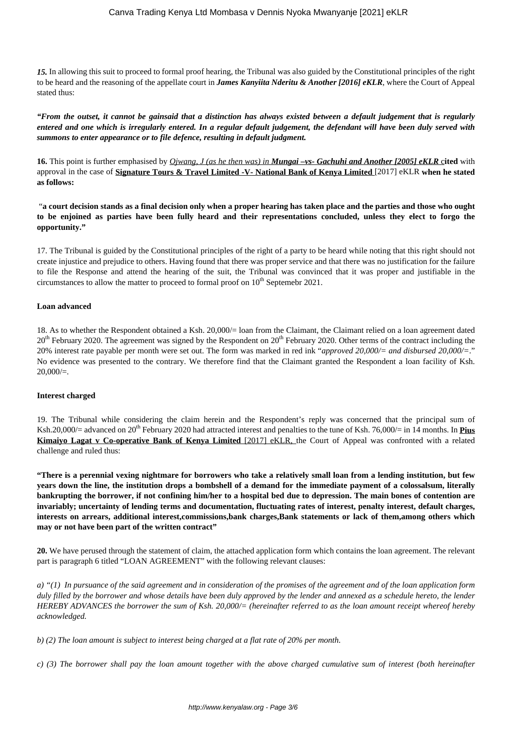***15.*** In allowing this suit to proceed to formal proof hearing, the Tribunal was also guided by the Constitutional principles of the right to be heard and the reasoning of the appellate court in ***James Kanyiita Nderitu & Another [2016] eKLR***, where the Court of Appeal stated thus:

***"From the outset, it cannot be gainsaid that a distinction has always existed between a default judgement that is regularly entered and one which is irregularly entered. In a regular default judgement, the defendant will have been duly served with summons to enter appearance or to file defence, resulting in default judgment.***

**16.** This point is further emphasised by *Ojwang, J (as he then was) in* ***Mungai –vs- Gachuhi and Another [2005] eKLR*** **cited** with approval in the case of **Signature Tours & Travel Limited -V- National Bank of Kenya Limited** [2017] eKLR **when he stated as follows:**

"**a court decision stands as a final decision only when a proper hearing has taken place and the parties and those who ought to be enjoined as parties have been fully heard and their representations concluded, unless they elect to forgo the opportunity."**

17. The Tribunal is guided by the Constitutional principles of the right of a party to be heard while noting that this right should not create injustice and prejudice to others. Having found that there was proper service and that there was no justification for the failure to file the Response and attend the hearing of the suit, the Tribunal was convinced that it was proper and justifiable in the circumstances to allow the matter to proceed to formal proof on 10th Septemebr 2021.

**Loan advanced**

18. As to whether the Respondent obtained a Ksh. 20,000/= loan from the Claimant, the Claimant relied on a loan agreement dated 20th February 2020. The agreement was signed by the Respondent on 20th February 2020. Other terms of the contract including the 20% interest rate payable per month were set out. The form was marked in red ink "*approved 20,000/= and disbursed 20,000/=*." No evidence was presented to the contrary. We therefore find that the Claimant granted the Respondent a loan facility of Ksh. 20,000/=.

**Interest charged**

19. The Tribunal while considering the claim herein and the Respondent's reply was concerned that the principal sum of Ksh.20,000/= advanced on 20th February 2020 had attracted interest and penalties to the tune of Ksh. 76,000/= in 14 months. In **Pius Kimaiyo Lagat v Co-operative Bank of Kenya Limited** [2017] eKLR, the Court of Appeal was confronted with a related challenge and ruled thus:

**"There is a perennial vexing nightmare for borrowers who take a relatively small loan from a lending institution, but few years down the line, the institution drops a bombshell of a demand for the immediate payment of a colossalsum, literally bankrupting the borrower, if not confining him/her to a hospital bed due to depression. The main bones of contention are invariably; uncertainty of lending terms and documentation, fluctuating rates of interest, penalty interest, default charges, interests on arrears, additional interest,commissions,bank charges,Bank statements or lack of them,among others which may or not have been part of the written contract"**

**20.** We have perused through the statement of claim, the attached application form which contains the loan agreement. The relevant part is paragraph 6 titled "LOAN AGREEMENT" with the following relevant clauses:

*a) "(1) In pursuance of the said agreement and in consideration of the promises of the agreement and of the loan application form duly filled by the borrower and whose details have been duly approved by the lender and annexed as a schedule hereto, the lender HEREBY ADVANCES the borrower the sum of Ksh. 20,000/= (hereinafter referred to as the loan amount receipt whereof hereby acknowledged.*

*b) (2) The loan amount is subject to interest being charged at a flat rate of 20% per month.*

*c) (3) The borrower shall pay the loan amount together with the above charged cumulative sum of interest (both hereinafter*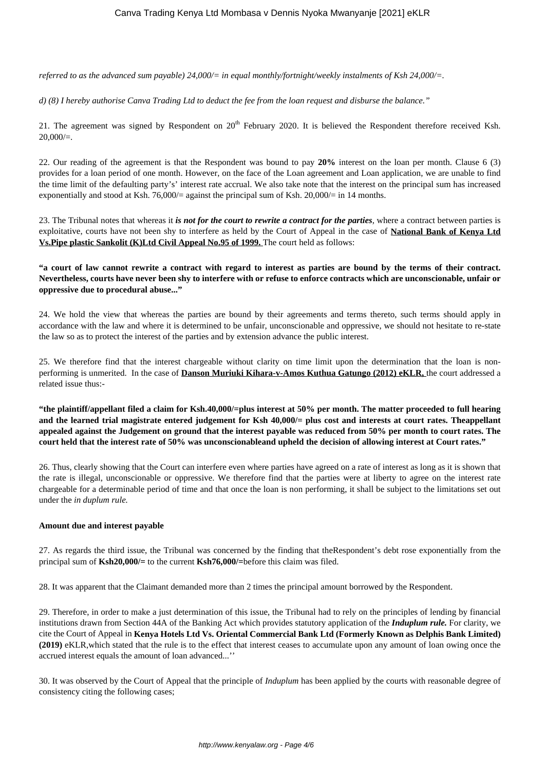*referred to as the advanced sum payable) 24,000/= in equal monthly/fortnight/weekly instalments of Ksh 24,000/=.*

*d) (8) I hereby authorise Canva Trading Ltd to deduct the fee from the loan request and disburse the balance."*

21. The agreement was signed by Respondent on 20th February 2020. It is believed the Respondent therefore received Ksh. 20,000/=.

22. Our reading of the agreement is that the Respondent was bound to pay **20%** interest on the loan per month. Clause 6 (3) provides for a loan period of one month. However, on the face of the Loan agreement and Loan application, we are unable to find the time limit of the defaulting party's' interest rate accrual. We also take note that the interest on the principal sum has increased exponentially and stood at Ksh. 76,000/= against the principal sum of Ksh. 20,000/= in 14 months.

23. The Tribunal notes that whereas it ***is not for the court to rewrite a contract for the parties***, where a contract between parties is exploitative, courts have not been shy to interfere as held by the Court of Appeal in the case of **National Bank of Kenya Ltd Vs.Pipe plastic Sankolit (K)Ltd Civil Appeal No.95 of 1999.** The court held as follows:

**"a court of law cannot rewrite a contract with regard to interest as parties are bound by the terms of their contract. Nevertheless, courts have never been shy to interfere with or refuse to enforce contracts which are unconscionable, unfair or oppressive due to procedural abuse..."**

24. We hold the view that whereas the parties are bound by their agreements and terms thereto, such terms should apply in accordance with the law and where it is determined to be unfair, unconscionable and oppressive, we should not hesitate to re-state the law so as to protect the interest of the parties and by extension advance the public interest.

25. We therefore find that the interest chargeable without clarity on time limit upon the determination that the loan is non-performing is unmerited. In the case of **Danson Muriuki Kihara-v-Amos Kuthua Gatungo (2012) eKLR,** the court addressed a related issue thus:-

**"the plaintiff/appellant filed a claim for Ksh.40,000/=plus interest at 50% per month. The matter proceeded to full hearing and the learned trial magistrate entered judgement for Ksh 40,000/= plus cost and interests at court rates. Theappellant appealed against the Judgement on ground that the interest payable was reduced from 50% per month to court rates. The court held that the interest rate of 50% was unconscionableand upheld the decision of allowing interest at Court rates."**

26. Thus, clearly showing that the Court can interfere even where parties have agreed on a rate of interest as long as it is shown that the rate is illegal, unconscionable or oppressive. We therefore find that the parties were at liberty to agree on the interest rate chargeable for a determinable period of time and that once the loan is non performing, it shall be subject to the limitations set out under the *in duplum rule.*

**Amount due and interest payable**

27. As regards the third issue, the Tribunal was concerned by the finding that theRespondent's debt rose exponentially from the principal sum of **Ksh20,000/=** to the current **Ksh76,000/=**before this claim was filed.

28. It was apparent that the Claimant demanded more than 2 times the principal amount borrowed by the Respondent.

29. Therefore, in order to make a just determination of this issue, the Tribunal had to rely on the principles of lending by financial institutions drawn from Section 44A of the Banking Act which provides statutory application of the ***Induplum rule.*** For clarity, we cite the Court of Appeal in **Kenya Hotels Ltd Vs. Oriental Commercial Bank Ltd (Formerly Known as Delphis Bank Limited) (2019)** eKLR,which stated that the rule is to the effect that interest ceases to accumulate upon any amount of loan owing once the accrued interest equals the amount of loan advanced...''

30. It was observed by the Court of Appeal that the principle of *Induplum* has been applied by the courts with reasonable degree of consistency citing the following cases;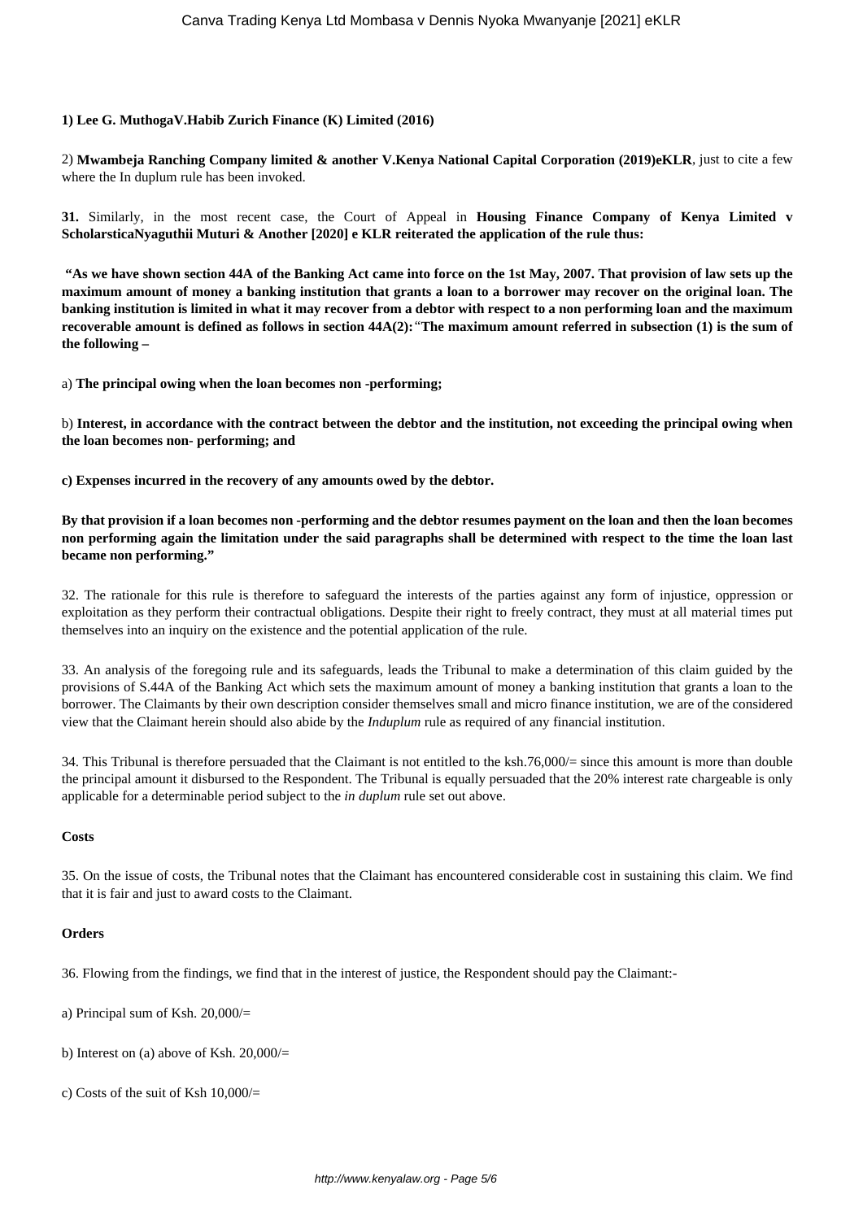**1) Lee G. MuthogaV.Habib Zurich Finance (K) Limited (2016)**

2) **Mwambeja Ranching Company limited & another V.Kenya National Capital Corporation (2019)eKLR**, just to cite a few where the In duplum rule has been invoked.

**31.** Similarly, in the most recent case, the Court of Appeal in **Housing Finance Company of Kenya Limited v ScholarsticaNyaguthii Muturi & Another [2020] e KLR reiterated the application of the rule thus:**

**"As we have shown section 44A of the Banking Act came into force on the 1st May, 2007. That provision of law sets up the maximum amount of money a banking institution that grants a loan to a borrower may recover on the original loan. The banking institution is limited in what it may recover from a debtor with respect to a non performing loan and the maximum recoverable amount is defined as follows in section 44A(2):** "**The maximum amount referred in subsection (1) is the sum of the following –**

a) **The principal owing when the loan becomes non -performing;**

b) **Interest, in accordance with the contract between the debtor and the institution, not exceeding the principal owing when the loan becomes non- performing; and**

**c) Expenses incurred in the recovery of any amounts owed by the debtor.**

**By that provision if a loan becomes non -performing and the debtor resumes payment on the loan and then the loan becomes non performing again the limitation under the said paragraphs shall be determined with respect to the time the loan last became non performing."**

32. The rationale for this rule is therefore to safeguard the interests of the parties against any form of injustice, oppression or exploitation as they perform their contractual obligations. Despite their right to freely contract, they must at all material times put themselves into an inquiry on the existence and the potential application of the rule.

33. An analysis of the foregoing rule and its safeguards, leads the Tribunal to make a determination of this claim guided by the provisions of S.44A of the Banking Act which sets the maximum amount of money a banking institution that grants a loan to the borrower. The Claimants by their own description consider themselves small and micro finance institution, we are of the considered view that the Claimant herein should also abide by the *Induplum* rule as required of any financial institution.

34. This Tribunal is therefore persuaded that the Claimant is not entitled to the ksh.76,000/= since this amount is more than double the principal amount it disbursed to the Respondent. The Tribunal is equally persuaded that the 20% interest rate chargeable is only applicable for a determinable period subject to the *in duplum* rule set out above.

**Costs**

35. On the issue of costs, the Tribunal notes that the Claimant has encountered considerable cost in sustaining this claim. We find that it is fair and just to award costs to the Claimant.

**Orders**

36. Flowing from the findings, we find that in the interest of justice, the Respondent should pay the Claimant:-

a) Principal sum of Ksh. 20,000/=

b) Interest on (a) above of Ksh. 20,000/=

c) Costs of the suit of Ksh 10,000/=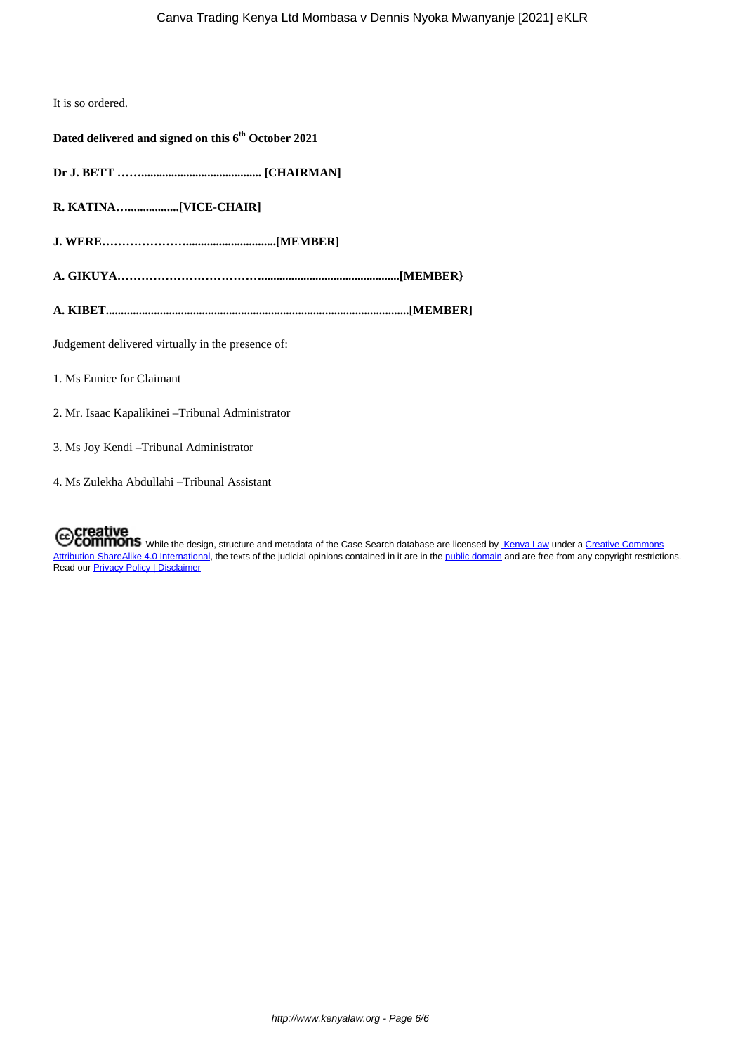It is so ordered.

**Dated delivered and signed on this 6th October 2021**

**Dr J. BETT …….......................................... [CHAIRMAN]**

**R. KATINA…..................[VICE-CHAIR]**

**J. WERE………………….............................[MEMBER]**

**A. GIKUYA…………………………….............................................[MEMBER}**

**A. KIBET....................................................................................................[MEMBER]**

Judgement delivered virtually in the presence of:

1. Ms Eunice for Claimant

2. Mr. Isaac Kapalikinei –Tribunal Administrator

3. Ms Joy Kendi –Tribunal Administrator

4. Ms Zulekha Abdullahi –Tribunal Assistant

While the design, structure and metadata of the Case Search database are licensed by Kenya Law under a Creative Commons Attribution-ShareAlike 4.0 International, the texts of the judicial opinions contained in it are in the public domain and are free from any copyright restrictions. Read our Privacy Policy | Disclaimer